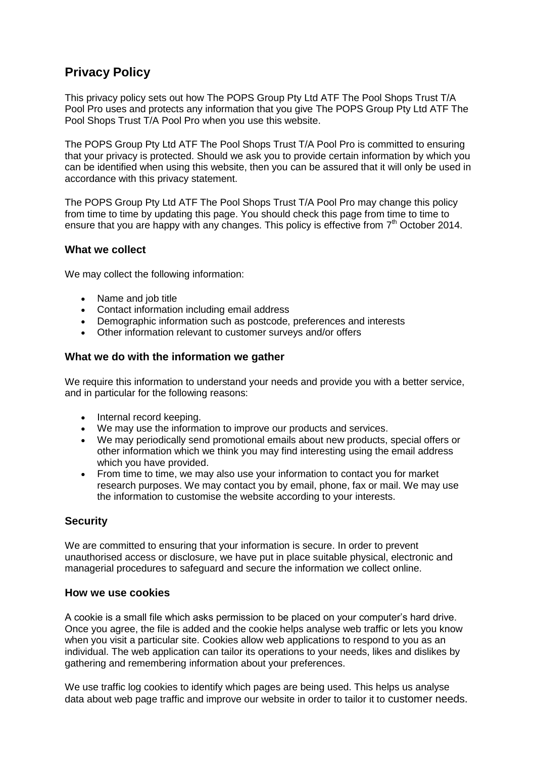# Privacy Policy

This privacy policy sets out how The POPS Group Pty Ltd ATF The Pool Shops Trust T/A Pool Pro uses and protects any information that you give The POPS Group Pty Ltd ATF The Pool Shops Trust T/A Pool Pro when you use this website.

The POPS Group Pty Ltd ATF The Pool Shops Trust T/A Pool Pro is committed to ensuring that your privacy is protected. Should we ask you to provide certain information by which you can be identified when using this website, then you can be assured that it will only be used in accordance with this privacy statement.

The POPS Group Pty Ltd ATF The Pool Shops Trust T/A Pool Pro may change this policy from time to time by updating this page. You should check this page from time to time to ensure that you are happy with any changes. This policy is effective from 7th October 2014.

## What we collect

We may collect the following information:

- Name and job title
- Contact information including email address
- Demographic information such as postcode, preferences and interests
- Other information relevant to customer surveys and/or offers

## What we do with the information we gather

We require this information to understand your needs and provide you with a better service, and in particular for the following reasons:

- Internal record keeping.
- We may use the information to improve our products and services.
- We may periodically send promotional emails about new products, special offers or other information which we think you may find interesting using the email address which you have provided.
- From time to time, we may also use your information to contact you for market research purposes. We may contact you by email, phone, fax or mail. We may use the information to customise the website according to your interests.

## Security

We are committed to ensuring that your information is secure. In order to prevent unauthorised access or disclosure, we have put in place suitable physical, electronic and managerial procedures to safeguard and secure the information we collect online.

## How we use cookies

A cookie is a small file which asks permission to be placed on your computer's hard drive. Once you agree, the file is added and the cookie helps analyse web traffic or lets you know when you visit a particular site. Cookies allow web applications to respond to you as an individual. The web application can tailor its operations to your needs, likes and dislikes by gathering and remembering information about your preferences.

We use traffic log cookies to identify which pages are being used. This helps us analyse data about web page traffic and improve our website in order to tailor it to customer needs.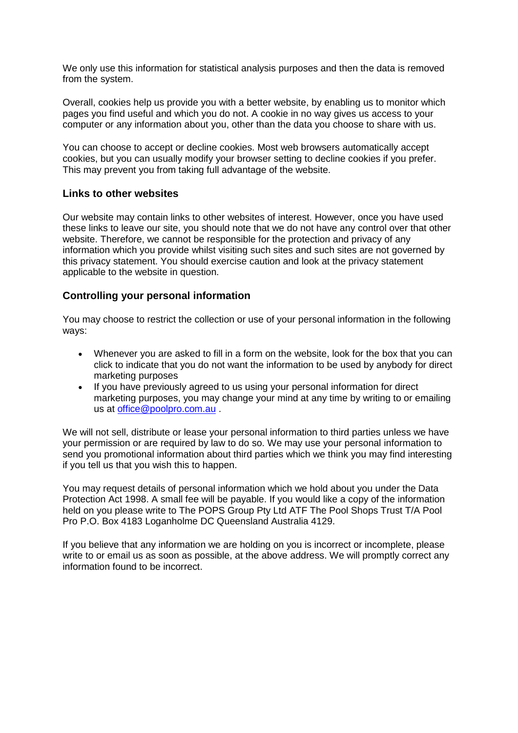We only use this information for statistical analysis purposes and then the data is removed from the system.

Overall, cookies help us provide you with a better website, by enabling us to monitor which pages you find useful and which you do not. A cookie in no way gives us access to your computer or any information about you, other than the data you choose to share with us.

You can choose to accept or decline cookies. Most web browsers automatically accept cookies, but you can usually modify your browser setting to decline cookies if you prefer. This may prevent you from taking full advantage of the website.

### Links to other websites

Our website may contain links to other websites of interest. However, once you have used these links to leave our site, you should note that we do not have any control over that other website. Therefore, we cannot be responsible for the protection and privacy of any information which you provide whilst visiting such sites and such sites are not governed by this privacy statement. You should exercise caution and look at the privacy statement applicable to the website in question.

### Controlling your personal information

You may choose to restrict the collection or use of your personal information in the following ways:

- Whenever you are asked to fill in a form on the website, look for the box that you can click to indicate that you do not want the information to be used by anybody for direct marketing purposes
- If you have previously agreed to us using your personal information for direct marketing purposes, you may change your mind at any time by writing to or emailing us at office@poolpro.com.au .

We will not sell, distribute or lease your personal information to third parties unless we have your permission or are required by law to do so. We may use your personal information to send you promotional information about third parties which we think you may find interesting if you tell us that you wish this to happen.

You may request details of personal information which we hold about you under the Data Protection Act 1998. A small fee will be payable. If you would like a copy of the information held on you please write to The POPS Group Pty Ltd ATF The Pool Shops Trust T/A Pool Pro P.O. Box 4183 Loganholme DC Queensland Australia 4129.

If you believe that any information we are holding on you is incorrect or incomplete, please write to or email us as soon as possible, at the above address. We will promptly correct any information found to be incorrect.